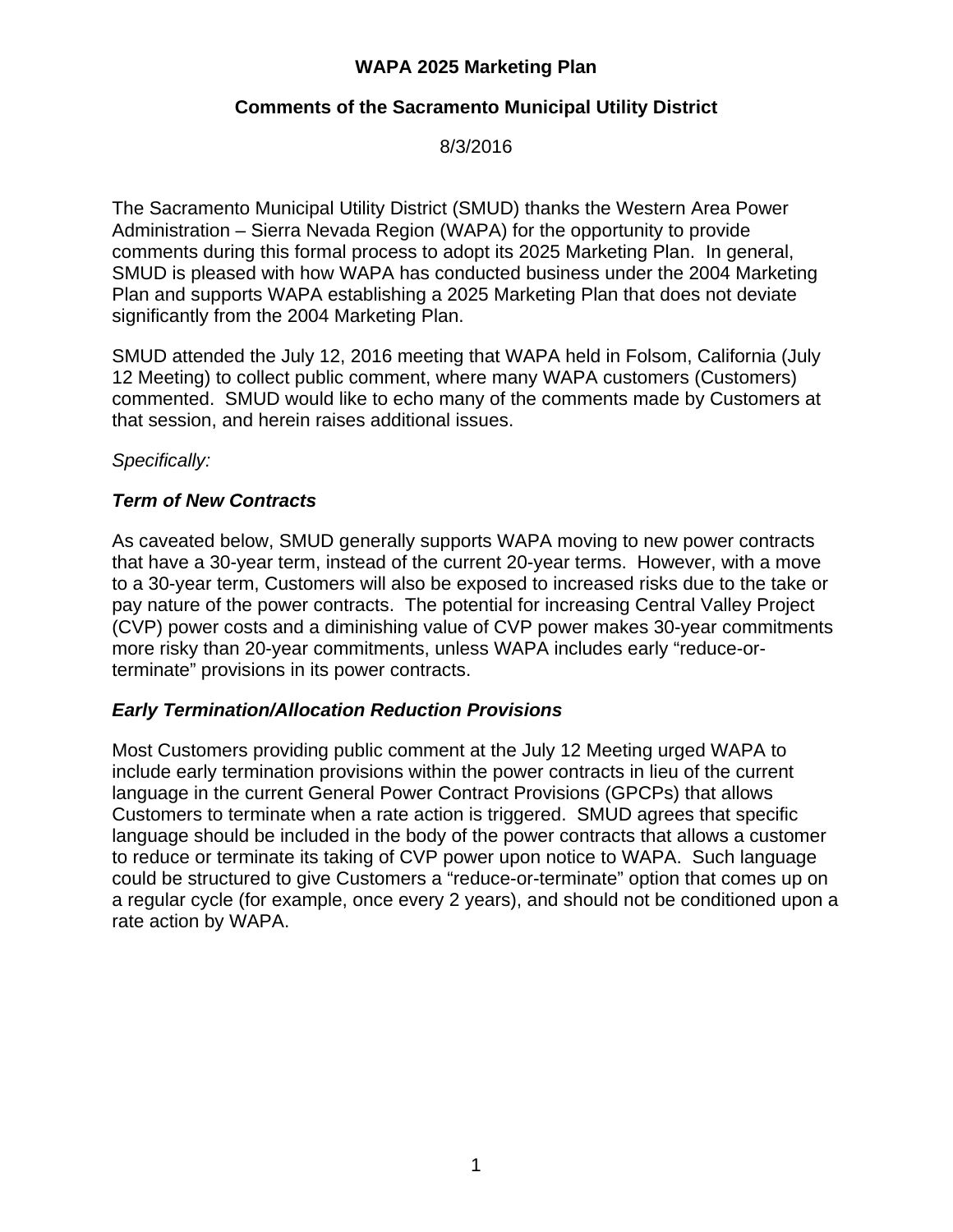# WAPA 2025 Marketing Plan

## Comments of the Sacramento Municipal Utility District

8/3/2016

The Sacramento Municipal Utility District (SMUD) thanks the Western Area Power Administration – Sierra Nevada Region (WAPA) for the opportunity to provide comments during this formal process to adopt its 2025 Marketing Plan. In general, SMUD is pleased with how WAPA has conducted business under the 2004 Marketing Plan and supports WAPA establishing a 2025 Marketing Plan that does not deviate significantly from the 2004 Marketing Plan.

SMUD attended the July 12, 2016 meeting that WAPA held in Folsom, California (July 12 Meeting) to collect public comment, where many WAPA customers (Customers) commented. SMUD would like to echo many of the comments made by Customers at that session, and herein raises additional issues.

*Specifically:*

***Term of New Contracts***

As caveated below, SMUD generally supports WAPA moving to new power contracts that have a 30-year term, instead of the current 20-year terms. However, with a move to a 30-year term, Customers will also be exposed to increased risks due to the take or pay nature of the power contracts. The potential for increasing Central Valley Project (CVP) power costs and a diminishing value of CVP power makes 30-year commitments more risky than 20-year commitments, unless WAPA includes early "reduce-or-terminate" provisions in its power contracts.

***Early Termination/Allocation Reduction Provisions***

Most Customers providing public comment at the July 12 Meeting urged WAPA to include early termination provisions within the power contracts in lieu of the current language in the current General Power Contract Provisions (GPCPs) that allows Customers to terminate when a rate action is triggered. SMUD agrees that specific language should be included in the body of the power contracts that allows a customer to reduce or terminate its taking of CVP power upon notice to WAPA. Such language could be structured to give Customers a "reduce-or-terminate" option that comes up on a regular cycle (for example, once every 2 years), and should not be conditioned upon a rate action by WAPA.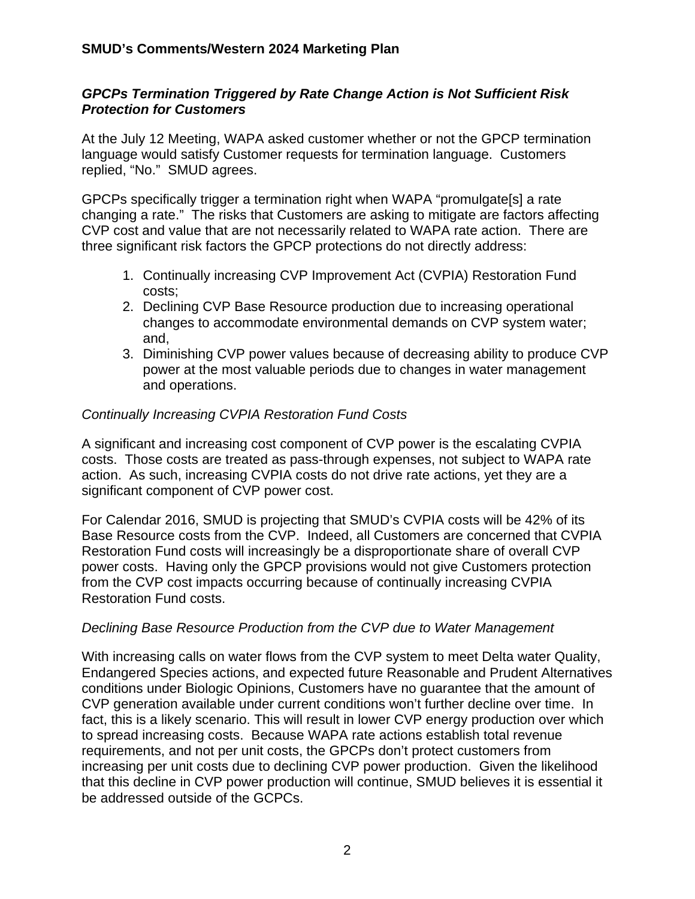***GPCPs Termination Triggered by Rate Change Action is Not Sufficient Risk Protection for Customers***

At the July 12 Meeting, WAPA asked customer whether or not the GPCP termination language would satisfy Customer requests for termination language. Customers replied, "No." SMUD agrees.

GPCPs specifically trigger a termination right when WAPA "promulgate[s] a rate changing a rate." The risks that Customers are asking to mitigate are factors affecting CVP cost and value that are not necessarily related to WAPA rate action. There are three significant risk factors the GPCP protections do not directly address:

1. Continually increasing CVP Improvement Act (CVPIA) Restoration Fund costs;
2. Declining CVP Base Resource production due to increasing operational changes to accommodate environmental demands on CVP system water; and,
3. Diminishing CVP power values because of decreasing ability to produce CVP power at the most valuable periods due to changes in water management and operations.

*Continually Increasing CVPIA Restoration Fund Costs*

A significant and increasing cost component of CVP power is the escalating CVPIA costs. Those costs are treated as pass-through expenses, not subject to WAPA rate action. As such, increasing CVPIA costs do not drive rate actions, yet they are a significant component of CVP power cost.

For Calendar 2016, SMUD is projecting that SMUD's CVPIA costs will be 42% of its Base Resource costs from the CVP. Indeed, all Customers are concerned that CVPIA Restoration Fund costs will increasingly be a disproportionate share of overall CVP power costs. Having only the GPCP provisions would not give Customers protection from the CVP cost impacts occurring because of continually increasing CVPIA Restoration Fund costs.

*Declining Base Resource Production from the CVP due to Water Management*

With increasing calls on water flows from the CVP system to meet Delta water Quality, Endangered Species actions, and expected future Reasonable and Prudent Alternatives conditions under Biologic Opinions, Customers have no guarantee that the amount of CVP generation available under current conditions won't further decline over time. In fact, this is a likely scenario. This will result in lower CVP energy production over which to spread increasing costs. Because WAPA rate actions establish total revenue requirements, and not per unit costs, the GPCPs don't protect customers from increasing per unit costs due to declining CVP power production. Given the likelihood that this decline in CVP power production will continue, SMUD believes it is essential it be addressed outside of the GCPCs.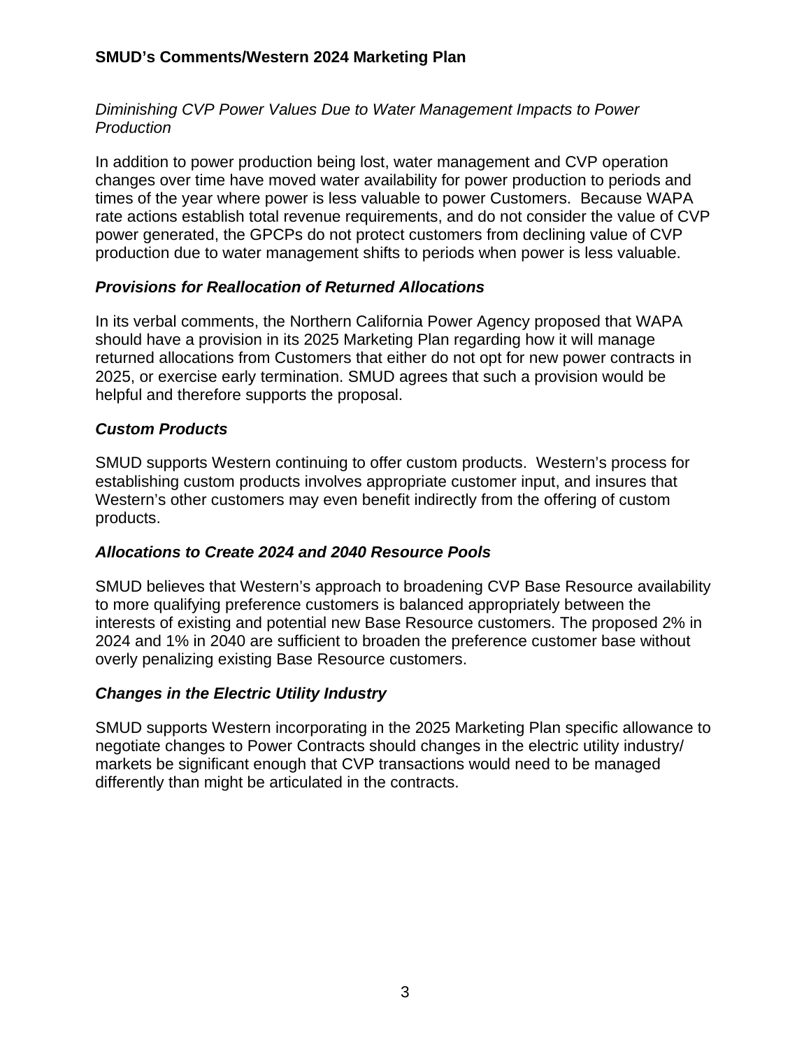*Diminishing CVP Power Values Due to Water Management Impacts to Power Production*

In addition to power production being lost, water management and CVP operation changes over time have moved water availability for power production to periods and times of the year where power is less valuable to power Customers. Because WAPA rate actions establish total revenue requirements, and do not consider the value of CVP power generated, the GPCPs do not protect customers from declining value of CVP production due to water management shifts to periods when power is less valuable.

***Provisions for Reallocation of Returned Allocations***

In its verbal comments, the Northern California Power Agency proposed that WAPA should have a provision in its 2025 Marketing Plan regarding how it will manage returned allocations from Customers that either do not opt for new power contracts in 2025, or exercise early termination. SMUD agrees that such a provision would be helpful and therefore supports the proposal.

***Custom Products***

SMUD supports Western continuing to offer custom products. Western's process for establishing custom products involves appropriate customer input, and insures that Western's other customers may even benefit indirectly from the offering of custom products.

***Allocations to Create 2024 and 2040 Resource Pools***

SMUD believes that Western's approach to broadening CVP Base Resource availability to more qualifying preference customers is balanced appropriately between the interests of existing and potential new Base Resource customers. The proposed 2% in 2024 and 1% in 2040 are sufficient to broaden the preference customer base without overly penalizing existing Base Resource customers.

***Changes in the Electric Utility Industry***

SMUD supports Western incorporating in the 2025 Marketing Plan specific allowance to negotiate changes to Power Contracts should changes in the electric utility industry/ markets be significant enough that CVP transactions would need to be managed differently than might be articulated in the contracts.